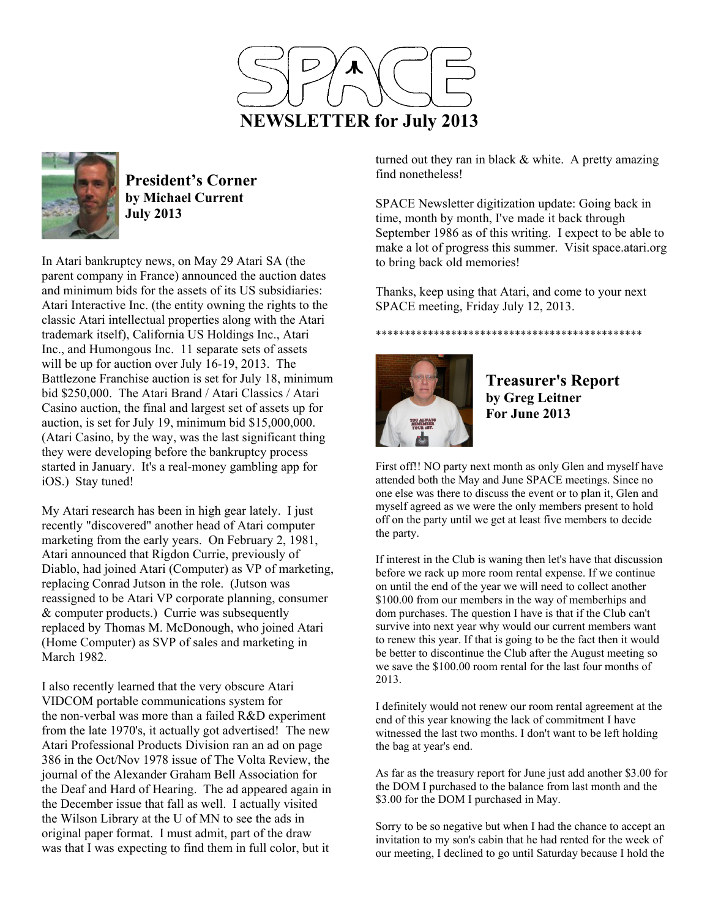# SPACE

## NEWSLETTER for July 2013

### President's Corner
**by Michael Current**
**July 2013**

In Atari bankruptcy news, on May 29 Atari SA (the parent company in France) announced the auction dates and minimum bids for the assets of its US subsidiaries: Atari Interactive Inc. (the entity owning the rights to the classic Atari intellectual properties along with the Atari trademark itself), California US Holdings Inc., Atari Inc., and Humongous Inc. 11 separate sets of assets will be up for auction over July 16-19, 2013. The Battlezone Franchise auction is set for July 18, minimum bid $250,000. The Atari Brand / Atari Classics / Atari Casino auction, the final and largest set of assets up for auction, is set for July 19, minimum bid $15,000,000. (Atari Casino, by the way, was the last significant thing they were developing before the bankruptcy process started in January. It's a real-money gambling app for iOS.) Stay tuned!

My Atari research has been in high gear lately. I just recently "discovered" another head of Atari computer marketing from the early years. On February 2, 1981, Atari announced that Rigdon Currie, previously of Diablo, had joined Atari (Computer) as VP of marketing, replacing Conrad Jutson in the role. (Jutson was reassigned to be Atari VP corporate planning, consumer & computer products.) Currie was subsequently replaced by Thomas M. McDonough, who joined Atari (Home Computer) as SVP of sales and marketing in March 1982.

I also recently learned that the very obscure Atari VIDCOM portable communications system for the non-verbal was more than a failed R&D experiment from the late 1970's, it actually got advertised! The new Atari Professional Products Division ran an ad on page 386 in the Oct/Nov 1978 issue of The Volta Review, the journal of the Alexander Graham Bell Association for the Deaf and Hard of Hearing. The ad appeared again in the December issue that fall as well. I actually visited the Wilson Library at the U of MN to see the ads in original paper format. I must admit, part of the draw was that I was expecting to find them in full color, but it turned out they ran in black & white. A pretty amazing find nonetheless!

SPACE Newsletter digitization update: Going back in time, month by month, I've made it back through September 1986 as of this writing. I expect to be able to make a lot of progress this summer. Visit space.atari.org to bring back old memories!

Thanks, keep using that Atari, and come to your next SPACE meeting, Friday July 12, 2013.

**********************************************

### Treasurer's Report
**by Greg Leitner**
**For June 2013**

First off!! NO party next month as only Glen and myself have attended both the May and June SPACE meetings. Since no one else was there to discuss the event or to plan it, Glen and myself agreed as we were the only members present to hold off on the party until we get at least five members to decide the party.

If interest in the Club is waning then let's have that discussion before we rack up more room rental expense. If we continue on until the end of the year we will need to collect another $100.00 from our members in the way of memberhips and dom purchases. The question I have is that if the Club can't survive into next year why would our current members want to renew this year. If that is going to be the fact then it would be better to discontinue the Club after the August meeting so we save the $100.00 room rental for the last four months of 2013.

I definitely would not renew our room rental agreement at the end of this year knowing the lack of commitment I have witnessed the last two months. I don't want to be left holding the bag at year's end.

As far as the treasury report for June just add another $3.00 for the DOM I purchased to the balance from last month and the $3.00 for the DOM I purchased in May.

Sorry to be so negative but when I had the chance to accept an invitation to my son's cabin that he had rented for the week of our meeting, I declined to go until Saturday because I hold the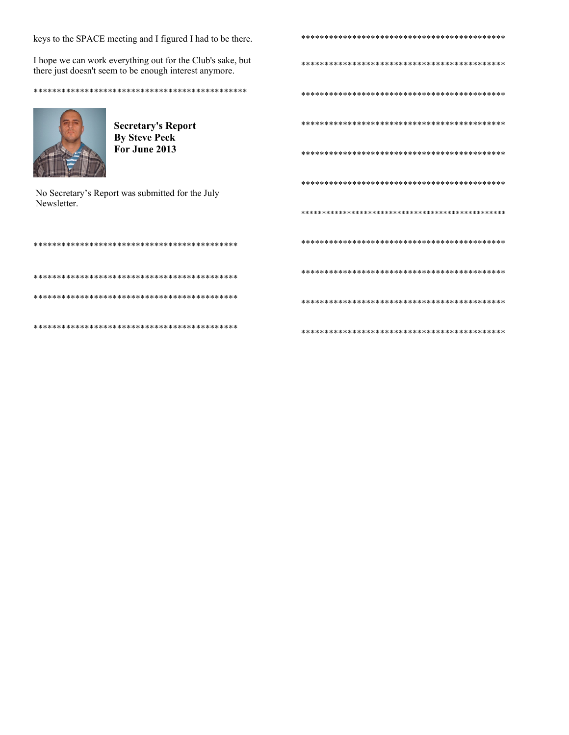keys to the SPACE meeting and I figured I had to be there.

I hope we can work everything out for the Club's sake, but there just doesn't seem to be enough interest anymore.

*********************************************

**Secretary's Report**
**By Steve Peck**
**For June 2013**

No Secretary's Report was submitted for the July Newsletter.

*********************************************

*********************************************

*********************************************

*********************************************

*********************************************

*********************************************

*********************************************

*********************************************

*********************************************

*********************************************

*********************************************

*********************************************

*********************************************

*********************************************

*********************************************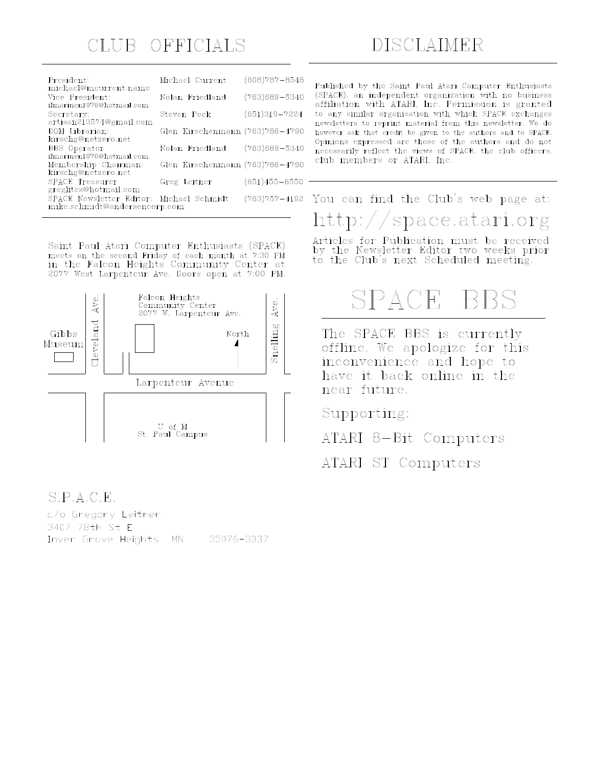# CLUB OFFICIALS

| | | |
|---|---|---|
| President: michael@mcurrent.name | Michael Current | (608)787-8548 |
| Vice President: ilmarinen1976@hotmail.com | Nolan Friedland | (763)689-5340 |
| Secretary: artisan213574@gmail.com | Steven Peck | (651)319-7224 |
| DOM Librarian: kirschg@netzero.net | Glen Kirschenmann | (763)786-4790 |
| BBS Operator: ilmarinen1976@hotmail.com | Nolan Friedland | (763)689-5340 |
| Membership Chairman: kirschg@netzero.net | Glen Kirschenmann | (763)786-4790 |
| SPACE Treasurer: greglites@hotmail.com | Greg Leitner | (651)455-6550 |
| SPACE Newsletter Editor: mike.schmidt@andersencorp.com | Michael Schmidt | (763)757-4192 |

Saint Paul Atari Computer Enthusiasts (SPACE) meets on the second Friday of each month at 7:30 PM in the Falcon Heights Community Center at 2077 West Larpenteur Ave. Doors open at 7:00 PM.

Falcon Heights
Community Center
2077 W. Larpenteur Ave.

Gibbs Museum

Cleveland Ave.

North

Snelling Ave.

Larpenteur Avenue

U of M
St. Paul Campus

# DISCLAIMER

Published by the Saint Paul Atari Computer Enthusiasts (SPACE), an independent organization with no business affiliation with ATARI, Inc. Permission is granted to any similar organization with which SPACE exchanges newsletters to reprint material from this newsletter. We do however ask that credit be given to the authors and to SPACE. Opinions expressed are those of the authors and do not necessarily reflect the views of SPACE, the club officers, club members or ATARI, Inc.

You can find the Club's web page at:

http://space.atari.org

Articles for Publication must be received by the Newsletter Editor two weeks prior to the Club's next Scheduled meeting.

# SPACE BBS

The SPACE BBS is currently offline. We apologize for this inconvenience and hope to have it back online in the near future.

Supporting:

ATARI 8-Bit Computers

ATARI ST Computers

S.P.A.C.E.
c/o Gregory Leitner
3407 78th St E
Inver Grove Heights MN 55076-3037